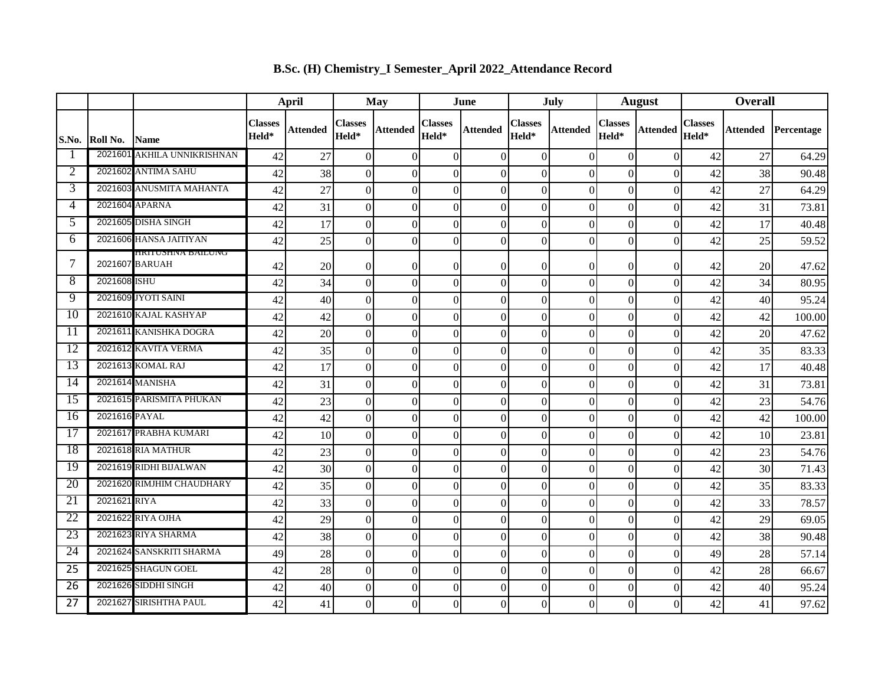# B.Sc. (H) Chemistry_I Semester_April 2022_Attendance Record

| | | | April | | May | | June | | July | | August | | Overall | | |
|---|---|---|---|---|---|---|---|---|---|---|---|---|---|---|---|
| S.No. | Roll No. | Name | Classes Held* | Attended | Classes Held* | Attended | Classes Held* | Attended | Classes Held* | Attended | Classes Held* | Attended | Classes Held* | Attended | Percentage |
| 1 | 2021601 | AKHILA UNNIKRISHNAN | 42 | 27 | 0 | 0 | 0 | 0 | 0 | 0 | 0 | 0 | 42 | 27 | 64.29 |
| 2 | 2021602 | ANTIMA SAHU | 42 | 38 | 0 | 0 | 0 | 0 | 0 | 0 | 0 | 0 | 42 | 38 | 90.48 |
| 3 | 2021603 | ANUSMITA MAHANTA | 42 | 27 | 0 | 0 | 0 | 0 | 0 | 0 | 0 | 0 | 42 | 27 | 64.29 |
| 4 | 2021604 | APARNA | 42 | 31 | 0 | 0 | 0 | 0 | 0 | 0 | 0 | 0 | 42 | 31 | 73.81 |
| 5 | 2021605 | DISHA SINGH | 42 | 17 | 0 | 0 | 0 | 0 | 0 | 0 | 0 | 0 | 42 | 17 | 40.48 |
| 6 | 2021606 | HANSA JAITIYAN | 42 | 25 | 0 | 0 | 0 | 0 | 0 | 0 | 0 | 0 | 42 | 25 | 59.52 |
| 7 | 2021607 | HRITUSHNA BAILUNG BARUAH | 42 | 20 | 0 | 0 | 0 | 0 | 0 | 0 | 0 | 0 | 42 | 20 | 47.62 |
| 8 | 2021608 | ISHU | 42 | 34 | 0 | 0 | 0 | 0 | 0 | 0 | 0 | 0 | 42 | 34 | 80.95 |
| 9 | 2021609 | JYOTI SAINI | 42 | 40 | 0 | 0 | 0 | 0 | 0 | 0 | 0 | 0 | 42 | 40 | 95.24 |
| 10 | 2021610 | KAJAL KASHYAP | 42 | 42 | 0 | 0 | 0 | 0 | 0 | 0 | 0 | 0 | 42 | 42 | 100.00 |
| 11 | 2021611 | KANISHKA DOGRA | 42 | 20 | 0 | 0 | 0 | 0 | 0 | 0 | 0 | 0 | 42 | 20 | 47.62 |
| 12 | 2021612 | KAVITA VERMA | 42 | 35 | 0 | 0 | 0 | 0 | 0 | 0 | 0 | 0 | 42 | 35 | 83.33 |
| 13 | 2021613 | KOMAL RAJ | 42 | 17 | 0 | 0 | 0 | 0 | 0 | 0 | 0 | 0 | 42 | 17 | 40.48 |
| 14 | 2021614 | MANISHA | 42 | 31 | 0 | 0 | 0 | 0 | 0 | 0 | 0 | 0 | 42 | 31 | 73.81 |
| 15 | 2021615 | PARISMITA PHUKAN | 42 | 23 | 0 | 0 | 0 | 0 | 0 | 0 | 0 | 0 | 42 | 23 | 54.76 |
| 16 | 2021616 | PAYAL | 42 | 42 | 0 | 0 | 0 | 0 | 0 | 0 | 0 | 0 | 42 | 42 | 100.00 |
| 17 | 2021617 | PRABHA KUMARI | 42 | 10 | 0 | 0 | 0 | 0 | 0 | 0 | 0 | 0 | 42 | 10 | 23.81 |
| 18 | 2021618 | RIA MATHUR | 42 | 23 | 0 | 0 | 0 | 0 | 0 | 0 | 0 | 0 | 42 | 23 | 54.76 |
| 19 | 2021619 | RIDHI BIJALWAN | 42 | 30 | 0 | 0 | 0 | 0 | 0 | 0 | 0 | 0 | 42 | 30 | 71.43 |
| 20 | 2021620 | RIMJHIM CHAUDHARY | 42 | 35 | 0 | 0 | 0 | 0 | 0 | 0 | 0 | 0 | 42 | 35 | 83.33 |
| 21 | 2021621 | RIYA | 42 | 33 | 0 | 0 | 0 | 0 | 0 | 0 | 0 | 0 | 42 | 33 | 78.57 |
| 22 | 2021622 | RIYA OJHA | 42 | 29 | 0 | 0 | 0 | 0 | 0 | 0 | 0 | 0 | 42 | 29 | 69.05 |
| 23 | 2021623 | RIYA SHARMA | 42 | 38 | 0 | 0 | 0 | 0 | 0 | 0 | 0 | 0 | 42 | 38 | 90.48 |
| 24 | 2021624 | SANSKRITI SHARMA | 49 | 28 | 0 | 0 | 0 | 0 | 0 | 0 | 0 | 0 | 49 | 28 | 57.14 |
| 25 | 2021625 | SHAGUN GOEL | 42 | 28 | 0 | 0 | 0 | 0 | 0 | 0 | 0 | 0 | 42 | 28 | 66.67 |
| 26 | 2021626 | SIDDHI SINGH | 42 | 40 | 0 | 0 | 0 | 0 | 0 | 0 | 0 | 0 | 42 | 40 | 95.24 |
| 27 | 2021627 | SIRISHTHA PAUL | 42 | 41 | 0 | 0 | 0 | 0 | 0 | 0 | 0 | 0 | 42 | 41 | 97.62 |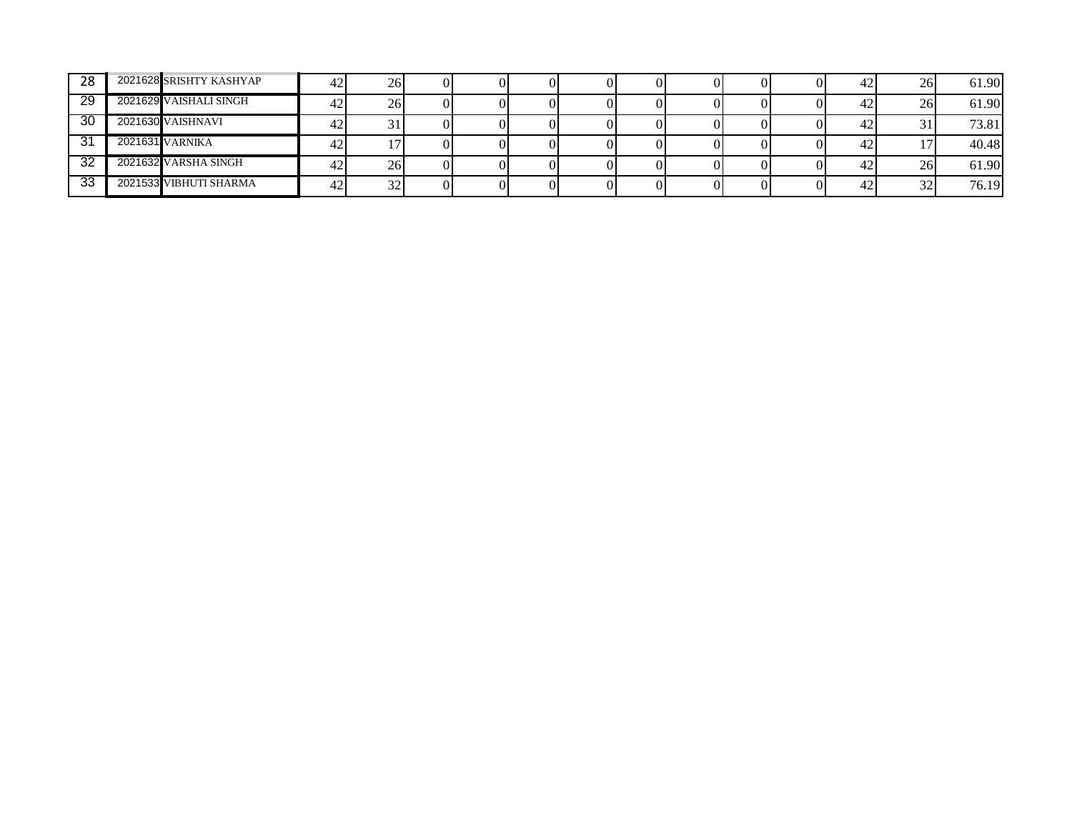| | | | | | | | | | | | | | | | |
|---|---|---|---|---|---|---|---|---|---|---|---|---|---|---|---|
| 28 | 2021628 | SRISHTY KASHYAP | 42 | 26 | 0 | 0 | 0 | 0 | 0 | 0 | 0 | 0 | 42 | 26 | 61.90 |
| 29 | 2021629 | VAISHALI SINGH | 42 | 26 | 0 | 0 | 0 | 0 | 0 | 0 | 0 | 0 | 42 | 26 | 61.90 |
| 30 | 2021630 | VAISHNAVI | 42 | 31 | 0 | 0 | 0 | 0 | 0 | 0 | 0 | 0 | 42 | 31 | 73.81 |
| 31 | 2021631 | VARNIKA | 42 | 17 | 0 | 0 | 0 | 0 | 0 | 0 | 0 | 0 | 42 | 17 | 40.48 |
| 32 | 2021632 | VARSHA SINGH | 42 | 26 | 0 | 0 | 0 | 0 | 0 | 0 | 0 | 0 | 42 | 26 | 61.90 |
| 33 | 2021533 | VIBHUTI SHARMA | 42 | 32 | 0 | 0 | 0 | 0 | 0 | 0 | 0 | 0 | 42 | 32 | 76.19 |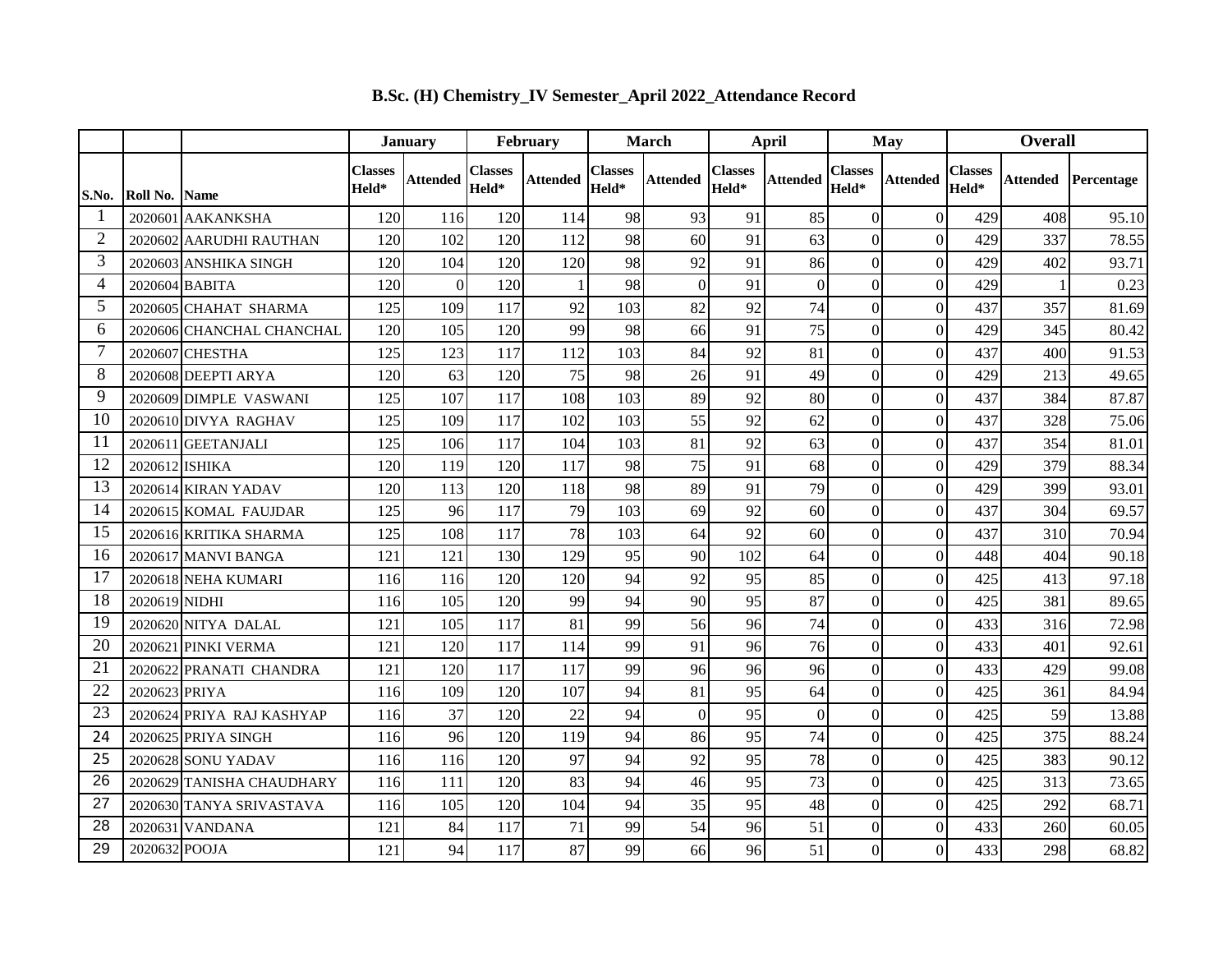# B.Sc. (H) Chemistry_IV Semester_April 2022_Attendance Record

| | | | January | | February | | March | | April | | May | | Overall | | |
|---|---|---|---|---|---|---|---|---|---|---|---|---|---|---|---|
| S.No. | Roll No. | Name | Classes Held* | Attended | Classes Held* | Attended | Classes Held* | Attended | Classes Held* | Attended | Classes Held* | Attended | Classes Held* | Attended | Percentage |
| 1 | 2020601 | AAKANKSHA | 120 | 116 | 120 | 114 | 98 | 93 | 91 | 85 | 0 | 0 | 429 | 408 | 95.10 |
| 2 | 2020602 | AARUDHI RAUTHAN | 120 | 102 | 120 | 112 | 98 | 60 | 91 | 63 | 0 | 0 | 429 | 337 | 78.55 |
| 3 | 2020603 | ANSHIKA SINGH | 120 | 104 | 120 | 120 | 98 | 92 | 91 | 86 | 0 | 0 | 429 | 402 | 93.71 |
| 4 | 2020604 | BABITA | 120 | 0 | 120 | 1 | 98 | 0 | 91 | 0 | 0 | 0 | 429 | 1 | 0.23 |
| 5 | 2020605 | CHAHAT SHARMA | 125 | 109 | 117 | 92 | 103 | 82 | 92 | 74 | 0 | 0 | 437 | 357 | 81.69 |
| 6 | 2020606 | CHANCHAL CHANCHAL | 120 | 105 | 120 | 99 | 98 | 66 | 91 | 75 | 0 | 0 | 429 | 345 | 80.42 |
| 7 | 2020607 | CHESTHA | 125 | 123 | 117 | 112 | 103 | 84 | 92 | 81 | 0 | 0 | 437 | 400 | 91.53 |
| 8 | 2020608 | DEEPTI ARYA | 120 | 63 | 120 | 75 | 98 | 26 | 91 | 49 | 0 | 0 | 429 | 213 | 49.65 |
| 9 | 2020609 | DIMPLE VASWANI | 125 | 107 | 117 | 108 | 103 | 89 | 92 | 80 | 0 | 0 | 437 | 384 | 87.87 |
| 10 | 2020610 | DIVYA RAGHAV | 125 | 109 | 117 | 102 | 103 | 55 | 92 | 62 | 0 | 0 | 437 | 328 | 75.06 |
| 11 | 2020611 | GEETANJALI | 125 | 106 | 117 | 104 | 103 | 81 | 92 | 63 | 0 | 0 | 437 | 354 | 81.01 |
| 12 | 2020612 | ISHIKA | 120 | 119 | 120 | 117 | 98 | 75 | 91 | 68 | 0 | 0 | 429 | 379 | 88.34 |
| 13 | 2020614 | KIRAN YADAV | 120 | 113 | 120 | 118 | 98 | 89 | 91 | 79 | 0 | 0 | 429 | 399 | 93.01 |
| 14 | 2020615 | KOMAL FAUJDAR | 125 | 96 | 117 | 79 | 103 | 69 | 92 | 60 | 0 | 0 | 437 | 304 | 69.57 |
| 15 | 2020616 | KRITIKA SHARMA | 125 | 108 | 117 | 78 | 103 | 64 | 92 | 60 | 0 | 0 | 437 | 310 | 70.94 |
| 16 | 2020617 | MANVI BANGA | 121 | 121 | 130 | 129 | 95 | 90 | 102 | 64 | 0 | 0 | 448 | 404 | 90.18 |
| 17 | 2020618 | NEHA KUMARI | 116 | 116 | 120 | 120 | 94 | 92 | 95 | 85 | 0 | 0 | 425 | 413 | 97.18 |
| 18 | 2020619 | NIDHI | 116 | 105 | 120 | 99 | 94 | 90 | 95 | 87 | 0 | 0 | 425 | 381 | 89.65 |
| 19 | 2020620 | NITYA DALAL | 121 | 105 | 117 | 81 | 99 | 56 | 96 | 74 | 0 | 0 | 433 | 316 | 72.98 |
| 20 | 2020621 | PINKI VERMA | 121 | 120 | 117 | 114 | 99 | 91 | 96 | 76 | 0 | 0 | 433 | 401 | 92.61 |
| 21 | 2020622 | PRANATI CHANDRA | 121 | 120 | 117 | 117 | 99 | 96 | 96 | 96 | 0 | 0 | 433 | 429 | 99.08 |
| 22 | 2020623 | PRIYA | 116 | 109 | 120 | 107 | 94 | 81 | 95 | 64 | 0 | 0 | 425 | 361 | 84.94 |
| 23 | 2020624 | PRIYA RAJ KASHYAP | 116 | 37 | 120 | 22 | 94 | 0 | 95 | 0 | 0 | 0 | 425 | 59 | 13.88 |
| 24 | 2020625 | PRIYA SINGH | 116 | 96 | 120 | 119 | 94 | 86 | 95 | 74 | 0 | 0 | 425 | 375 | 88.24 |
| 25 | 2020628 | SONU YADAV | 116 | 116 | 120 | 97 | 94 | 92 | 95 | 78 | 0 | 0 | 425 | 383 | 90.12 |
| 26 | 2020629 | TANISHA CHAUDHARY | 116 | 111 | 120 | 83 | 94 | 46 | 95 | 73 | 0 | 0 | 425 | 313 | 73.65 |
| 27 | 2020630 | TANYA SRIVASTAVA | 116 | 105 | 120 | 104 | 94 | 35 | 95 | 48 | 0 | 0 | 425 | 292 | 68.71 |
| 28 | 2020631 | VANDANA | 121 | 84 | 117 | 71 | 99 | 54 | 96 | 51 | 0 | 0 | 433 | 260 | 60.05 |
| 29 | 2020632 | POOJA | 121 | 94 | 117 | 87 | 99 | 66 | 96 | 51 | 0 | 0 | 433 | 298 | 68.82 |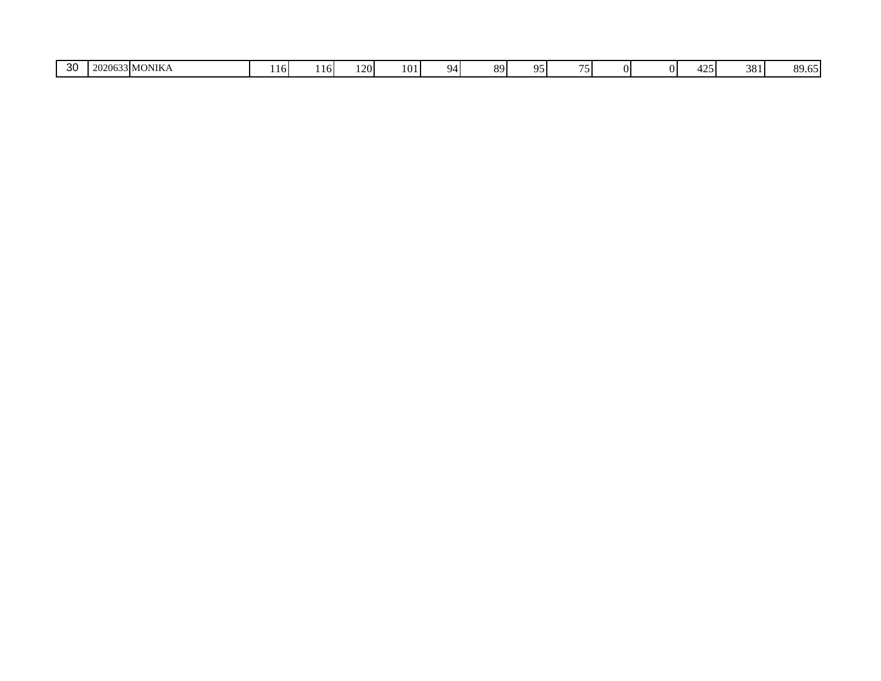| 30 | 2020633 | MONIKA | 116 | 116 | 120 | 101 | 94 | 89 | 95 | 75 | 0 | 0 | 425 | 381 | 89.65 |
|---|---|---|---|---|---|---|---|---|---|---|---|---|---|---|---|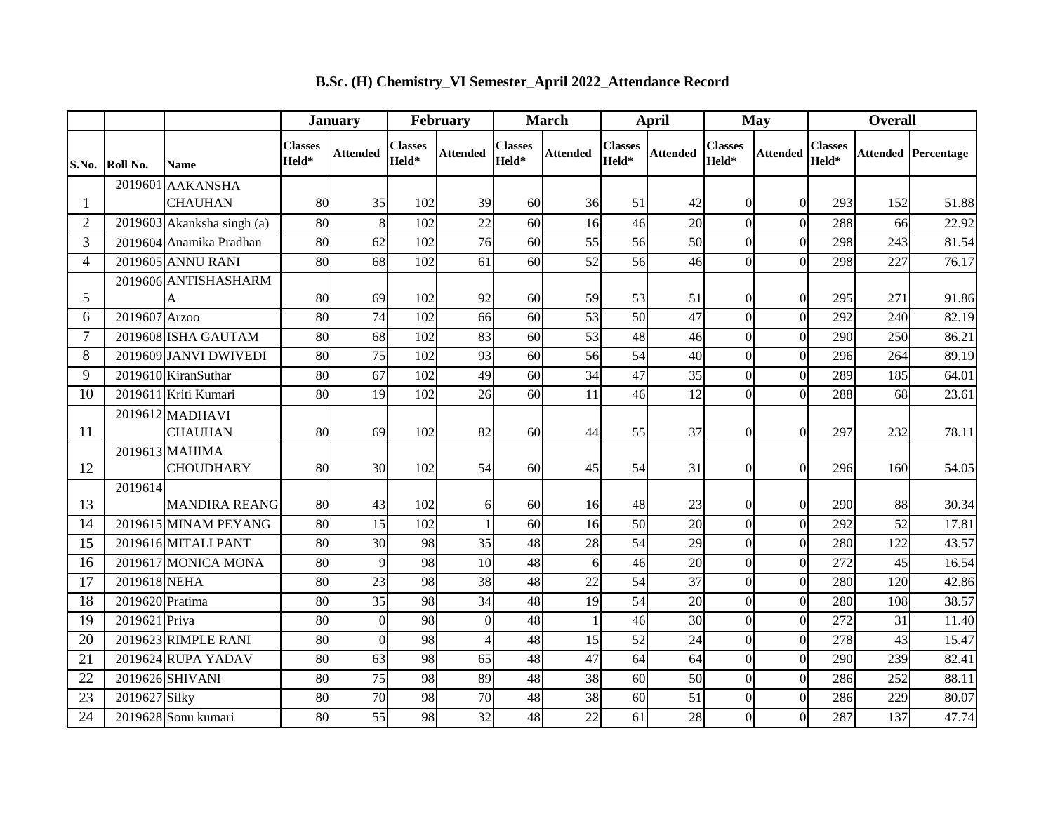# B.Sc. (H) Chemistry_VI Semester_April 2022_Attendance Record

| | | | January | | February | | March | | April | | May | | Overall | | |
|---|---|---|---|---|---|---|---|---|---|---|---|---|---|---|---|
| S.No. | Roll No. | Name | Classes Held* | Attended | Classes Held* | Attended | Classes Held* | Attended | Classes Held* | Attended | Classes Held* | Attended | Classes Held* | Attended | Percentage |
| 1 | 2019601 | AAKANSHA CHAUHAN | 80 | 35 | 102 | 39 | 60 | 36 | 51 | 42 | 0 | 0 | 293 | 152 | 51.88 |
| 2 | 2019603 | Akanksha singh (a) | 80 | 8 | 102 | 22 | 60 | 16 | 46 | 20 | 0 | 0 | 288 | 66 | 22.92 |
| 3 | 2019604 | Anamika Pradhan | 80 | 62 | 102 | 76 | 60 | 55 | 56 | 50 | 0 | 0 | 298 | 243 | 81.54 |
| 4 | 2019605 | ANNU RANI | 80 | 68 | 102 | 61 | 60 | 52 | 56 | 46 | 0 | 0 | 298 | 227 | 76.17 |
| 5 | 2019606 | ANTISHASHARMA | 80 | 69 | 102 | 92 | 60 | 59 | 53 | 51 | 0 | 0 | 295 | 271 | 91.86 |
| 6 | 2019607 | Arzoo | 80 | 74 | 102 | 66 | 60 | 53 | 50 | 47 | 0 | 0 | 292 | 240 | 82.19 |
| 7 | 2019608 | ISHA GAUTAM | 80 | 68 | 102 | 83 | 60 | 53 | 48 | 46 | 0 | 0 | 290 | 250 | 86.21 |
| 8 | 2019609 | JANVI DWIVEDI | 80 | 75 | 102 | 93 | 60 | 56 | 54 | 40 | 0 | 0 | 296 | 264 | 89.19 |
| 9 | 2019610 | KiranSuthar | 80 | 67 | 102 | 49 | 60 | 34 | 47 | 35 | 0 | 0 | 289 | 185 | 64.01 |
| 10 | 2019611 | Kriti Kumari | 80 | 19 | 102 | 26 | 60 | 11 | 46 | 12 | 0 | 0 | 288 | 68 | 23.61 |
| 11 | 2019612 | MADHAVI CHAUHAN | 80 | 69 | 102 | 82 | 60 | 44 | 55 | 37 | 0 | 0 | 297 | 232 | 78.11 |
| 12 | 2019613 | MAHIMA CHOUDHARY | 80 | 30 | 102 | 54 | 60 | 45 | 54 | 31 | 0 | 0 | 296 | 160 | 54.05 |
| 13 | 2019614 | MANDIRA REANG | 80 | 43 | 102 | 6 | 60 | 16 | 48 | 23 | 0 | 0 | 290 | 88 | 30.34 |
| 14 | 2019615 | MINAM PEYANG | 80 | 15 | 102 | 1 | 60 | 16 | 50 | 20 | 0 | 0 | 292 | 52 | 17.81 |
| 15 | 2019616 | MITALI PANT | 80 | 30 | 98 | 35 | 48 | 28 | 54 | 29 | 0 | 0 | 280 | 122 | 43.57 |
| 16 | 2019617 | MONICA MONA | 80 | 9 | 98 | 10 | 48 | 6 | 46 | 20 | 0 | 0 | 272 | 45 | 16.54 |
| 17 | 2019618 | NEHA | 80 | 23 | 98 | 38 | 48 | 22 | 54 | 37 | 0 | 0 | 280 | 120 | 42.86 |
| 18 | 2019620 | Pratima | 80 | 35 | 98 | 34 | 48 | 19 | 54 | 20 | 0 | 0 | 280 | 108 | 38.57 |
| 19 | 2019621 | Priya | 80 | 0 | 98 | 0 | 48 | 1 | 46 | 30 | 0 | 0 | 272 | 31 | 11.40 |
| 20 | 2019623 | RIMPLE RANI | 80 | 0 | 98 | 4 | 48 | 15 | 52 | 24 | 0 | 0 | 278 | 43 | 15.47 |
| 21 | 2019624 | RUPA YADAV | 80 | 63 | 98 | 65 | 48 | 47 | 64 | 64 | 0 | 0 | 290 | 239 | 82.41 |
| 22 | 2019626 | SHIVANI | 80 | 75 | 98 | 89 | 48 | 38 | 60 | 50 | 0 | 0 | 286 | 252 | 88.11 |
| 23 | 2019627 | Silky | 80 | 70 | 98 | 70 | 48 | 38 | 60 | 51 | 0 | 0 | 286 | 229 | 80.07 |
| 24 | 2019628 | Sonu kumari | 80 | 55 | 98 | 32 | 48 | 22 | 61 | 28 | 0 | 0 | 287 | 137 | 47.74 |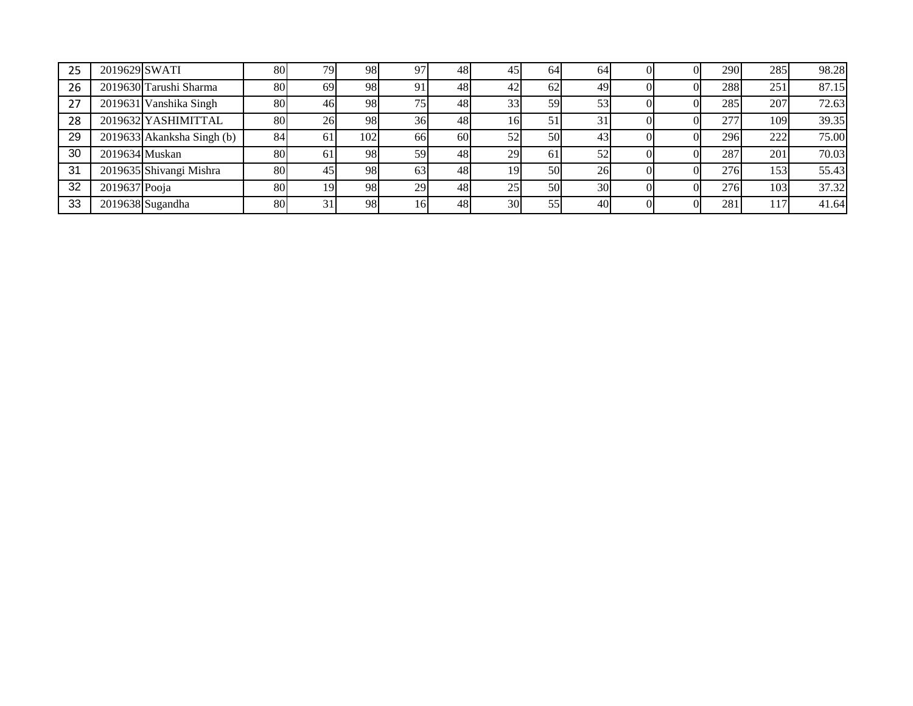| | | | | | | | | | | | | | | | |
|---|---|---|---|---|---|---|---|---|---|---|---|---|---|---|---|
| 25 | 2019629 | SWATI | 80 | 79 | 98 | 97 | 48 | 45 | 64 | 64 | 0 | 0 | 290 | 285 | 98.28 |
| 26 | 2019630 | Tarushi Sharma | 80 | 69 | 98 | 91 | 48 | 42 | 62 | 49 | 0 | 0 | 288 | 251 | 87.15 |
| 27 | 2019631 | Vanshika Singh | 80 | 46 | 98 | 75 | 48 | 33 | 59 | 53 | 0 | 0 | 285 | 207 | 72.63 |
| 28 | 2019632 | YASHIMITTAL | 80 | 26 | 98 | 36 | 48 | 16 | 51 | 31 | 0 | 0 | 277 | 109 | 39.35 |
| 29 | 2019633 | Akanksha Singh (b) | 84 | 61 | 102 | 66 | 60 | 52 | 50 | 43 | 0 | 0 | 296 | 222 | 75.00 |
| 30 | 2019634 | Muskan | 80 | 61 | 98 | 59 | 48 | 29 | 61 | 52 | 0 | 0 | 287 | 201 | 70.03 |
| 31 | 2019635 | Shivangi Mishra | 80 | 45 | 98 | 63 | 48 | 19 | 50 | 26 | 0 | 0 | 276 | 153 | 55.43 |
| 32 | 2019637 | Pooja | 80 | 19 | 98 | 29 | 48 | 25 | 50 | 30 | 0 | 0 | 276 | 103 | 37.32 |
| 33 | 2019638 | Sugandha | 80 | 31 | 98 | 16 | 48 | 30 | 55 | 40 | 0 | 0 | 281 | 117 | 41.64 |